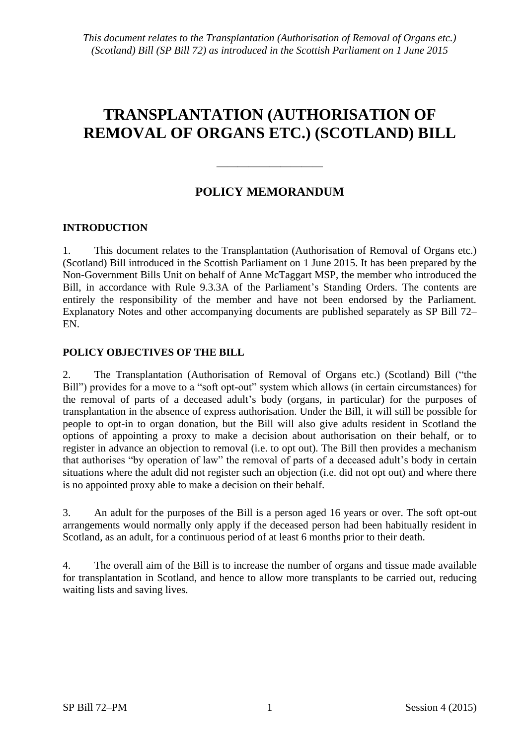*This document relates to the Transplantation (Authorisation of Removal of Organs etc.) (Scotland) Bill (SP Bill 72) as introduced in the Scottish Parliament on 1 June 2015*

# TRANSPLANTATION (AUTHORISATION OF REMOVAL OF ORGANS ETC.) (SCOTLAND) BILL

---

## POLICY MEMORANDUM

### INTRODUCTION

1. This document relates to the Transplantation (Authorisation of Removal of Organs etc.) (Scotland) Bill introduced in the Scottish Parliament on 1 June 2015. It has been prepared by the Non-Government Bills Unit on behalf of Anne McTaggart MSP, the member who introduced the Bill, in accordance with Rule 9.3.3A of the Parliament's Standing Orders. The contents are entirely the responsibility of the member and have not been endorsed by the Parliament. Explanatory Notes and other accompanying documents are published separately as SP Bill 72–EN.

### POLICY OBJECTIVES OF THE BILL

2. The Transplantation (Authorisation of Removal of Organs etc.) (Scotland) Bill ("the Bill") provides for a move to a "soft opt-out" system which allows (in certain circumstances) for the removal of parts of a deceased adult's body (organs, in particular) for the purposes of transplantation in the absence of express authorisation. Under the Bill, it will still be possible for people to opt-in to organ donation, but the Bill will also give adults resident in Scotland the options of appointing a proxy to make a decision about authorisation on their behalf, or to register in advance an objection to removal (i.e. to opt out). The Bill then provides a mechanism that authorises "by operation of law" the removal of parts of a deceased adult's body in certain situations where the adult did not register such an objection (i.e. did not opt out) and where there is no appointed proxy able to make a decision on their behalf.

3. An adult for the purposes of the Bill is a person aged 16 years or over. The soft opt-out arrangements would normally only apply if the deceased person had been habitually resident in Scotland, as an adult, for a continuous period of at least 6 months prior to their death.

4. The overall aim of the Bill is to increase the number of organs and tissue made available for transplantation in Scotland, and hence to allow more transplants to be carried out, reducing waiting lists and saving lives.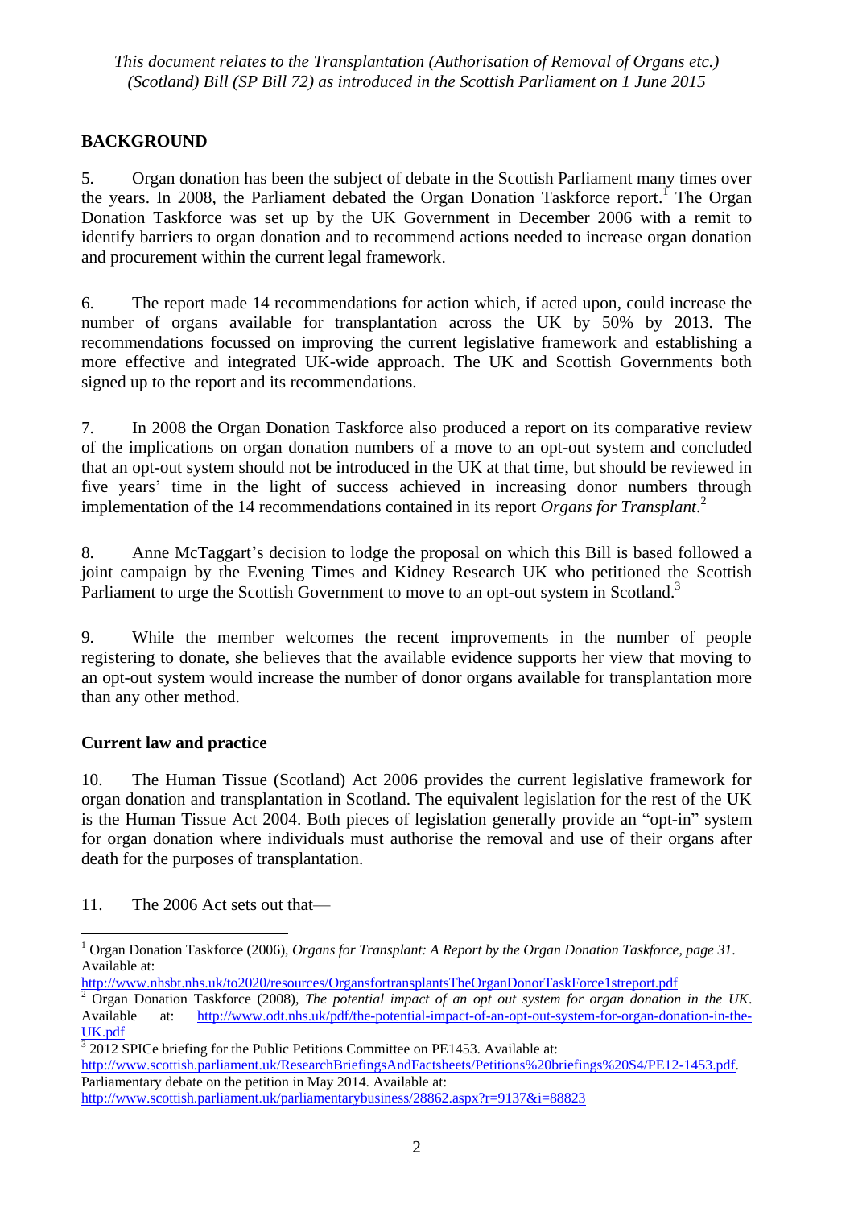## BACKGROUND

5. Organ donation has been the subject of debate in the Scottish Parliament many times over the years. In 2008, the Parliament debated the Organ Donation Taskforce report.[1] The Organ Donation Taskforce was set up by the UK Government in December 2006 with a remit to identify barriers to organ donation and to recommend actions needed to increase organ donation and procurement within the current legal framework.

6. The report made 14 recommendations for action which, if acted upon, could increase the number of organs available for transplantation across the UK by 50% by 2013. The recommendations focussed on improving the current legislative framework and establishing a more effective and integrated UK-wide approach. The UK and Scottish Governments both signed up to the report and its recommendations.

7. In 2008 the Organ Donation Taskforce also produced a report on its comparative review of the implications on organ donation numbers of a move to an opt-out system and concluded that an opt-out system should not be introduced in the UK at that time, but should be reviewed in five years' time in the light of success achieved in increasing donor numbers through implementation of the 14 recommendations contained in its report *Organs for Transplant*.[2]

8. Anne McTaggart's decision to lodge the proposal on which this Bill is based followed a joint campaign by the Evening Times and Kidney Research UK who petitioned the Scottish Parliament to urge the Scottish Government to move to an opt-out system in Scotland.[3]

9. While the member welcomes the recent improvements in the number of people registering to donate, she believes that the available evidence supports her view that moving to an opt-out system would increase the number of donor organs available for transplantation more than any other method.

### Current law and practice

10. The Human Tissue (Scotland) Act 2006 provides the current legislative framework for organ donation and transplantation in Scotland. The equivalent legislation for the rest of the UK is the Human Tissue Act 2004. Both pieces of legislation generally provide an "opt-in" system for organ donation where individuals must authorise the removal and use of their organs after death for the purposes of transplantation.

11. The 2006 Act sets out that—

---

[1] Organ Donation Taskforce (2006), *Organs for Transplant: A Report by the Organ Donation Taskforce, page 31*. Available at: http://www.nhsbt.nhs.uk/to2020/resources/OrgansfortransplantsTheOrganDonorTaskForce1streport.pdf

[2] Organ Donation Taskforce (2008), *The potential impact of an opt out system for organ donation in the UK*. Available at: http://www.odt.nhs.uk/pdf/the-potential-impact-of-an-opt-out-system-for-organ-donation-in-the-UK.pdf

[3] 2012 SPICe briefing for the Public Petitions Committee on PE1453. Available at: http://www.scottish.parliament.uk/ResearchBriefingsAndFactsheets/Petitions%20briefings%20S4/PE12-1453.pdf. Parliamentary debate on the petition in May 2014. Available at: http://www.scottish.parliament.uk/parliamentarybusiness/28862.aspx?r=9137&i=88823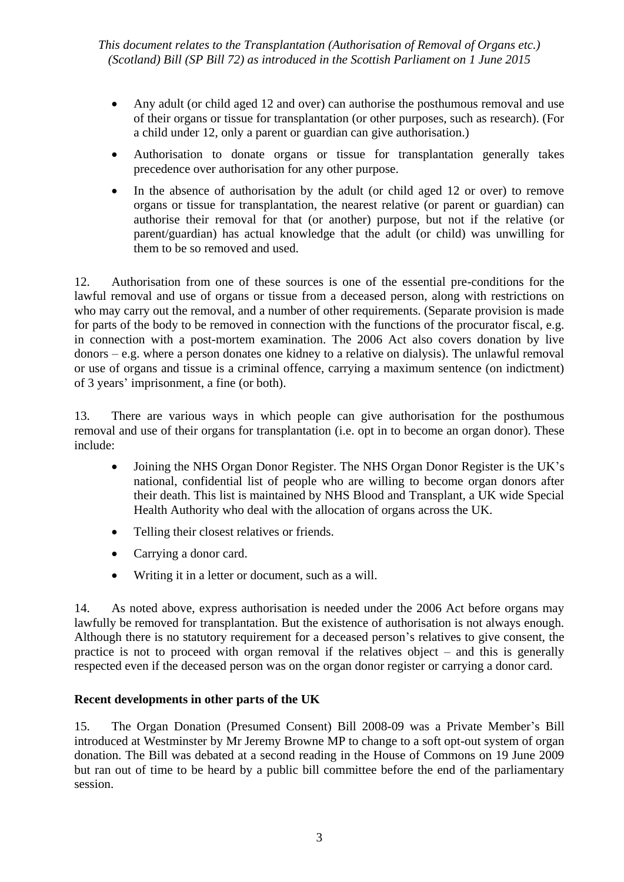- Any adult (or child aged 12 and over) can authorise the posthumous removal and use of their organs or tissue for transplantation (or other purposes, such as research). (For a child under 12, only a parent or guardian can give authorisation.)
- Authorisation to donate organs or tissue for transplantation generally takes precedence over authorisation for any other purpose.
- In the absence of authorisation by the adult (or child aged 12 or over) to remove organs or tissue for transplantation, the nearest relative (or parent or guardian) can authorise their removal for that (or another) purpose, but not if the relative (or parent/guardian) has actual knowledge that the adult (or child) was unwilling for them to be so removed and used.

12. Authorisation from one of these sources is one of the essential pre-conditions for the lawful removal and use of organs or tissue from a deceased person, along with restrictions on who may carry out the removal, and a number of other requirements. (Separate provision is made for parts of the body to be removed in connection with the functions of the procurator fiscal, e.g. in connection with a post-mortem examination. The 2006 Act also covers donation by live donors – e.g. where a person donates one kidney to a relative on dialysis). The unlawful removal or use of organs and tissue is a criminal offence, carrying a maximum sentence (on indictment) of 3 years' imprisonment, a fine (or both).

13. There are various ways in which people can give authorisation for the posthumous removal and use of their organs for transplantation (i.e. opt in to become an organ donor). These include:

- Joining the NHS Organ Donor Register. The NHS Organ Donor Register is the UK's national, confidential list of people who are willing to become organ donors after their death. This list is maintained by NHS Blood and Transplant, a UK wide Special Health Authority who deal with the allocation of organs across the UK.
- Telling their closest relatives or friends.
- Carrying a donor card.
- Writing it in a letter or document, such as a will.

14. As noted above, express authorisation is needed under the 2006 Act before organs may lawfully be removed for transplantation. But the existence of authorisation is not always enough. Although there is no statutory requirement for a deceased person's relatives to give consent, the practice is not to proceed with organ removal if the relatives object – and this is generally respected even if the deceased person was on the organ donor register or carrying a donor card.

**Recent developments in other parts of the UK**

15. The Organ Donation (Presumed Consent) Bill 2008-09 was a Private Member's Bill introduced at Westminster by Mr Jeremy Browne MP to change to a soft opt-out system of organ donation. The Bill was debated at a second reading in the House of Commons on 19 June 2009 but ran out of time to be heard by a public bill committee before the end of the parliamentary session.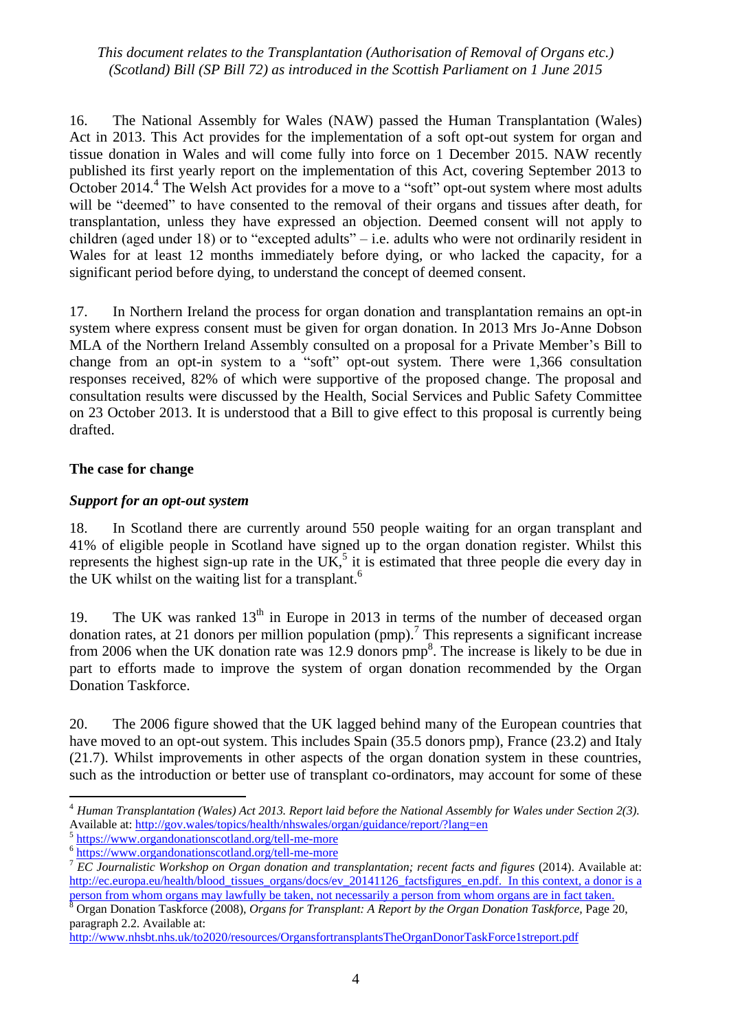16. The National Assembly for Wales (NAW) passed the Human Transplantation (Wales) Act in 2013. This Act provides for the implementation of a soft opt-out system for organ and tissue donation in Wales and will come fully into force on 1 December 2015. NAW recently published its first yearly report on the implementation of this Act, covering September 2013 to October 2014.[4] The Welsh Act provides for a move to a "soft" opt-out system where most adults will be "deemed" to have consented to the removal of their organs and tissues after death, for transplantation, unless they have expressed an objection. Deemed consent will not apply to children (aged under 18) or to "excepted adults" – i.e. adults who were not ordinarily resident in Wales for at least 12 months immediately before dying, or who lacked the capacity, for a significant period before dying, to understand the concept of deemed consent.

17. In Northern Ireland the process for organ donation and transplantation remains an opt-in system where express consent must be given for organ donation. In 2013 Mrs Jo-Anne Dobson MLA of the Northern Ireland Assembly consulted on a proposal for a Private Member's Bill to change from an opt-in system to a "soft" opt-out system. There were 1,366 consultation responses received, 82% of which were supportive of the proposed change. The proposal and consultation results were discussed by the Health, Social Services and Public Safety Committee on 23 October 2013. It is understood that a Bill to give effect to this proposal is currently being drafted.

**The case for change**

***Support for an opt-out system***

18. In Scotland there are currently around 550 people waiting for an organ transplant and 41% of eligible people in Scotland have signed up to the organ donation register. Whilst this represents the highest sign-up rate in the UK,[5] it is estimated that three people die every day in the UK whilst on the waiting list for a transplant.[6]

19. The UK was ranked 13th in Europe in 2013 in terms of the number of deceased organ donation rates, at 21 donors per million population (pmp).[7] This represents a significant increase from 2006 when the UK donation rate was 12.9 donors pmp[8]. The increase is likely to be due in part to efforts made to improve the system of organ donation recommended by the Organ Donation Taskforce.

20. The 2006 figure showed that the UK lagged behind many of the European countries that have moved to an opt-out system. This includes Spain (35.5 donors pmp), France (23.2) and Italy (21.7). Whilst improvements in other aspects of the organ donation system in these countries, such as the introduction or better use of transplant co-ordinators, may account for some of these

---

[4] *Human Transplantation (Wales) Act 2013. Report laid before the National Assembly for Wales under Section 2(3).* Available at: http://gov.wales/topics/health/nhswales/organ/guidance/report/?lang=en

[5] https://www.organdonationscotland.org/tell-me-more

[6] https://www.organdonationscotland.org/tell-me-more

[7] *EC Journalistic Workshop on Organ donation and transplantation; recent facts and figures* (2014). Available at: http://ec.europa.eu/health/blood_tissues_organs/docs/ev_20141126_factsfigures_en.pdf. In this context, a donor is a person from whom organs may lawfully be taken, not necessarily a person from whom organs are in fact taken.

[8] Organ Donation Taskforce (2008), *Organs for Transplant: A Report by the Organ Donation Taskforce*, Page 20, paragraph 2.2. Available at: http://www.nhsbt.nhs.uk/to2020/resources/OrgansfortransplantsTheOrganDonorTaskForce1streport.pdf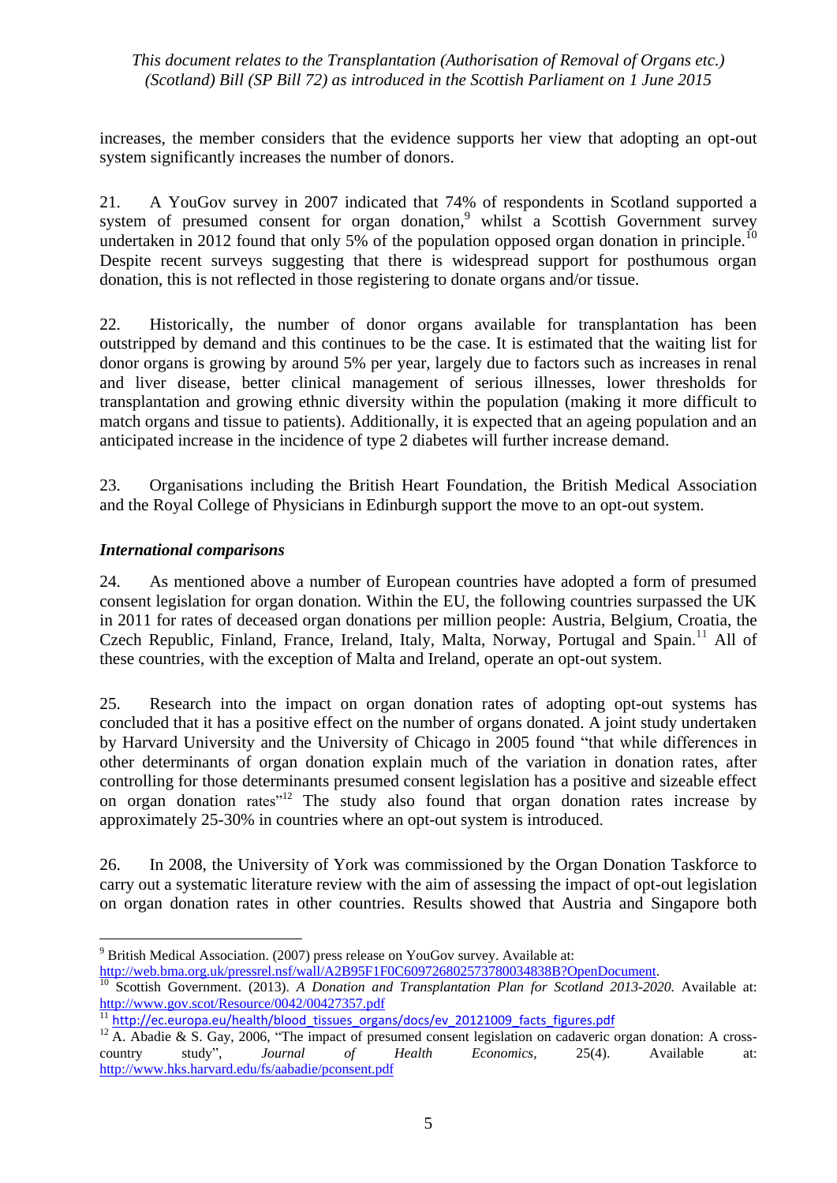increases, the member considers that the evidence supports her view that adopting an opt-out system significantly increases the number of donors.

21. A YouGov survey in 2007 indicated that 74% of respondents in Scotland supported a system of presumed consent for organ donation,[9] whilst a Scottish Government survey undertaken in 2012 found that only 5% of the population opposed organ donation in principle.[10] Despite recent surveys suggesting that there is widespread support for posthumous organ donation, this is not reflected in those registering to donate organs and/or tissue.

22. Historically, the number of donor organs available for transplantation has been outstripped by demand and this continues to be the case. It is estimated that the waiting list for donor organs is growing by around 5% per year, largely due to factors such as increases in renal and liver disease, better clinical management of serious illnesses, lower thresholds for transplantation and growing ethnic diversity within the population (making it more difficult to match organs and tissue to patients). Additionally, it is expected that an ageing population and an anticipated increase in the incidence of type 2 diabetes will further increase demand.

23. Organisations including the British Heart Foundation, the British Medical Association and the Royal College of Physicians in Edinburgh support the move to an opt-out system.

### *International comparisons*

24. As mentioned above a number of European countries have adopted a form of presumed consent legislation for organ donation. Within the EU, the following countries surpassed the UK in 2011 for rates of deceased organ donations per million people: Austria, Belgium, Croatia, the Czech Republic, Finland, France, Ireland, Italy, Malta, Norway, Portugal and Spain.[11] All of these countries, with the exception of Malta and Ireland, operate an opt-out system.

25. Research into the impact on organ donation rates of adopting opt-out systems has concluded that it has a positive effect on the number of organs donated. A joint study undertaken by Harvard University and the University of Chicago in 2005 found "that while differences in other determinants of organ donation explain much of the variation in donation rates, after controlling for those determinants presumed consent legislation has a positive and sizeable effect on organ donation rates"[12] The study also found that organ donation rates increase by approximately 25-30% in countries where an opt-out system is introduced.

26. In 2008, the University of York was commissioned by the Organ Donation Taskforce to carry out a systematic literature review with the aim of assessing the impact of opt-out legislation on organ donation rates in other countries. Results showed that Austria and Singapore both

---

[9] British Medical Association. (2007) press release on YouGov survey. Available at: http://web.bma.org.uk/pressrel.nsf/wall/A2B95F1F0C6097268025737800348 38B?OpenDocument.

[10] Scottish Government. (2013). *A Donation and Transplantation Plan for Scotland 2013-2020.* Available at: http://www.gov.scot/Resource/0042/00427357.pdf

[11] http://ec.europa.eu/health/blood_tissues_organs/docs/ev_20121009_facts_figures.pdf

[12] A. Abadie & S. Gay, 2006, "The impact of presumed consent legislation on cadaveric organ donation: A cross-country study", *Journal of Health Economics*, 25(4). Available at: http://www.hks.harvard.edu/fs/aabadie/pconsent.pdf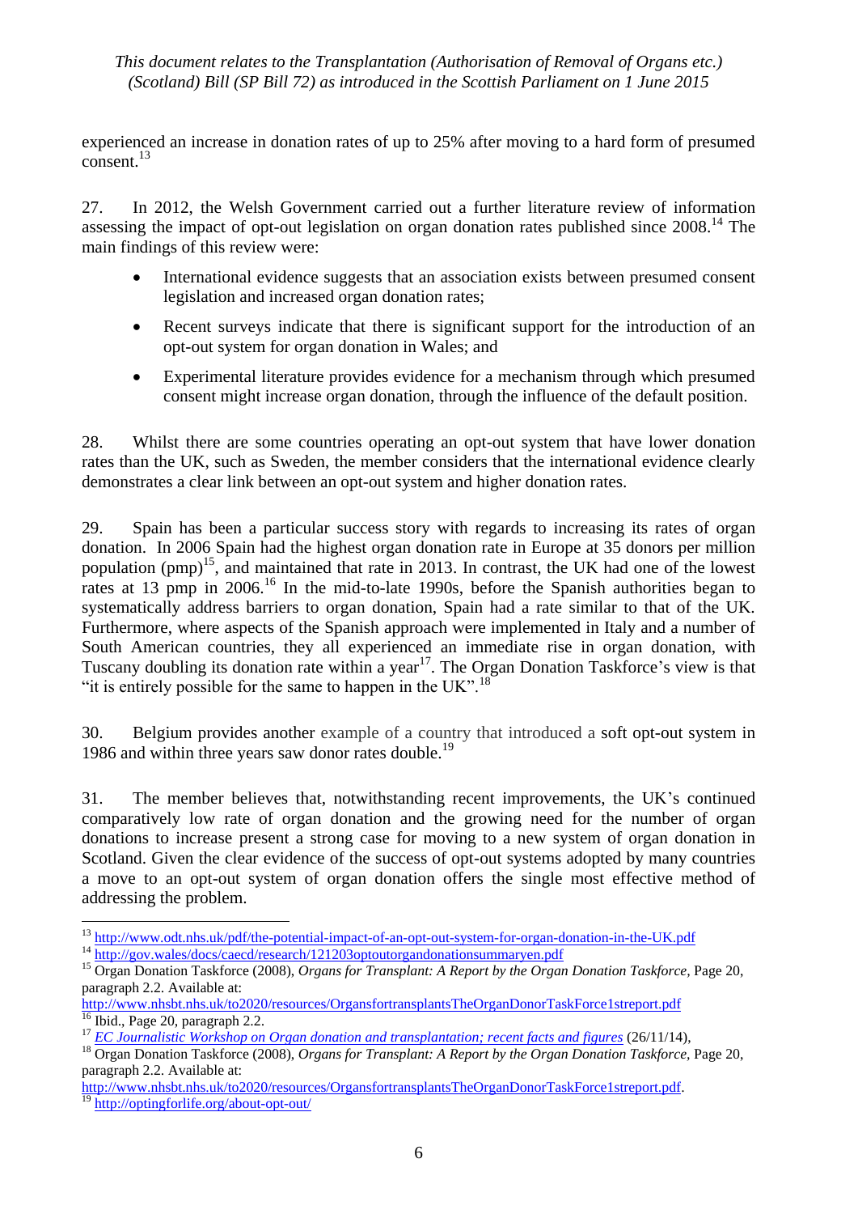experienced an increase in donation rates of up to 25% after moving to a hard form of presumed consent.[13]

27. In 2012, the Welsh Government carried out a further literature review of information assessing the impact of opt-out legislation on organ donation rates published since 2008.[14] The main findings of this review were:

- International evidence suggests that an association exists between presumed consent legislation and increased organ donation rates;
- Recent surveys indicate that there is significant support for the introduction of an opt-out system for organ donation in Wales; and
- Experimental literature provides evidence for a mechanism through which presumed consent might increase organ donation, through the influence of the default position.

28. Whilst there are some countries operating an opt-out system that have lower donation rates than the UK, such as Sweden, the member considers that the international evidence clearly demonstrates a clear link between an opt-out system and higher donation rates.

29. Spain has been a particular success story with regards to increasing its rates of organ donation. In 2006 Spain had the highest organ donation rate in Europe at 35 donors per million population (pmp)[15], and maintained that rate in 2013. In contrast, the UK had one of the lowest rates at 13 pmp in 2006.[16] In the mid-to-late 1990s, before the Spanish authorities began to systematically address barriers to organ donation, Spain had a rate similar to that of the UK. Furthermore, where aspects of the Spanish approach were implemented in Italy and a number of South American countries, they all experienced an immediate rise in organ donation, with Tuscany doubling its donation rate within a year[17]. The Organ Donation Taskforce's view is that "it is entirely possible for the same to happen in the UK".[18]

30. Belgium provides another example of a country that introduced a soft opt-out system in 1986 and within three years saw donor rates double.[19]

31. The member believes that, notwithstanding recent improvements, the UK's continued comparatively low rate of organ donation and the growing need for the number of organ donations to increase present a strong case for moving to a new system of organ donation in Scotland. Given the clear evidence of the success of opt-out systems adopted by many countries a move to an opt-out system of organ donation offers the single most effective method of addressing the problem.

---

[13] http://www.odt.nhs.uk/pdf/the-potential-impact-of-an-opt-out-system-for-organ-donation-in-the-UK.pdf

[14] http://gov.wales/docs/caecd/research/121203optoutorgandonationsummaryen.pdf

[15] Organ Donation Taskforce (2008), *Organs for Transplant: A Report by the Organ Donation Taskforce*, Page 20, paragraph 2.2. Available at: http://www.nhsbt.nhs.uk/to2020/resources/OrgansfortransplantsTheOrganDonorTaskForce1streport.pdf

[16] Ibid., Page 20, paragraph 2.2.

[17] *EC Journalistic Workshop on Organ donation and transplantation; recent facts and figures* (26/11/14),

[18] Organ Donation Taskforce (2008), *Organs for Transplant: A Report by the Organ Donation Taskforce*, Page 20, paragraph 2.2. Available at: http://www.nhsbt.nhs.uk/to2020/resources/OrgansfortransplantsTheOrganDonorTaskForce1streport.pdf.

[19] http://optingforlife.org/about-opt-out/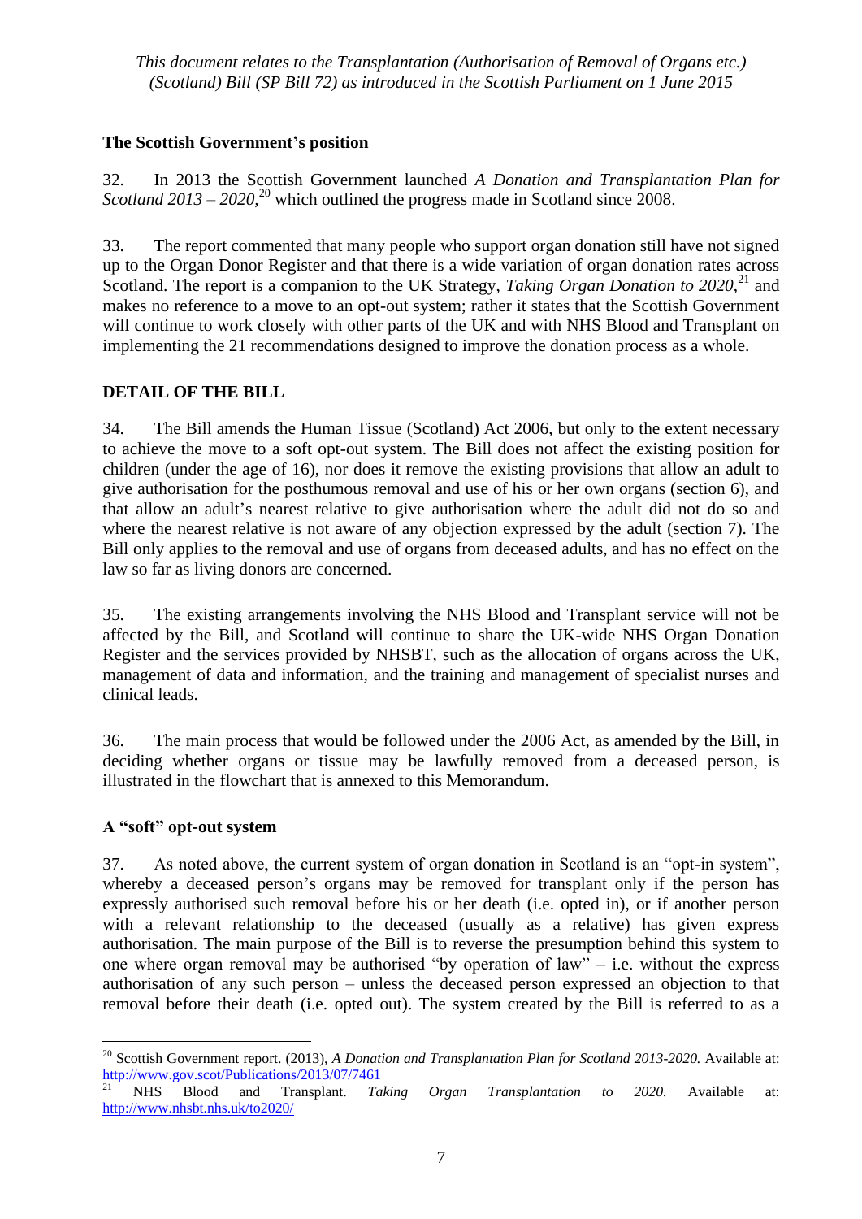## The Scottish Government's position

32. In 2013 the Scottish Government launched *A Donation and Transplantation Plan for Scotland 2013 – 2020,*[20] which outlined the progress made in Scotland since 2008.

33. The report commented that many people who support organ donation still have not signed up to the Organ Donor Register and that there is a wide variation of organ donation rates across Scotland. The report is a companion to the UK Strategy, *Taking Organ Donation to 2020*,[21] and makes no reference to a move to an opt-out system; rather it states that the Scottish Government will continue to work closely with other parts of the UK and with NHS Blood and Transplant on implementing the 21 recommendations designed to improve the donation process as a whole.

## DETAIL OF THE BILL

34. The Bill amends the Human Tissue (Scotland) Act 2006, but only to the extent necessary to achieve the move to a soft opt-out system. The Bill does not affect the existing position for children (under the age of 16), nor does it remove the existing provisions that allow an adult to give authorisation for the posthumous removal and use of his or her own organs (section 6), and that allow an adult's nearest relative to give authorisation where the adult did not do so and where the nearest relative is not aware of any objection expressed by the adult (section 7). The Bill only applies to the removal and use of organs from deceased adults, and has no effect on the law so far as living donors are concerned.

35. The existing arrangements involving the NHS Blood and Transplant service will not be affected by the Bill, and Scotland will continue to share the UK-wide NHS Organ Donation Register and the services provided by NHSBT, such as the allocation of organs across the UK, management of data and information, and the training and management of specialist nurses and clinical leads.

36. The main process that would be followed under the 2006 Act, as amended by the Bill, in deciding whether organs or tissue may be lawfully removed from a deceased person, is illustrated in the flowchart that is annexed to this Memorandum.

## A "soft" opt-out system

37. As noted above, the current system of organ donation in Scotland is an "opt-in system", whereby a deceased person's organs may be removed for transplant only if the person has expressly authorised such removal before his or her death (i.e. opted in), or if another person with a relevant relationship to the deceased (usually as a relative) has given express authorisation. The main purpose of the Bill is to reverse the presumption behind this system to one where organ removal may be authorised "by operation of law" – i.e. without the express authorisation of any such person – unless the deceased person expressed an objection to that removal before their death (i.e. opted out). The system created by the Bill is referred to as a

---

[20] Scottish Government report. (2013), *A Donation and Transplantation Plan for Scotland 2013-2020.* Available at: http://www.gov.scot/Publications/2013/07/7461

[21] NHS Blood and Transplant. *Taking Organ Transplantation to 2020.* Available at: http://www.nhsbt.nhs.uk/to2020/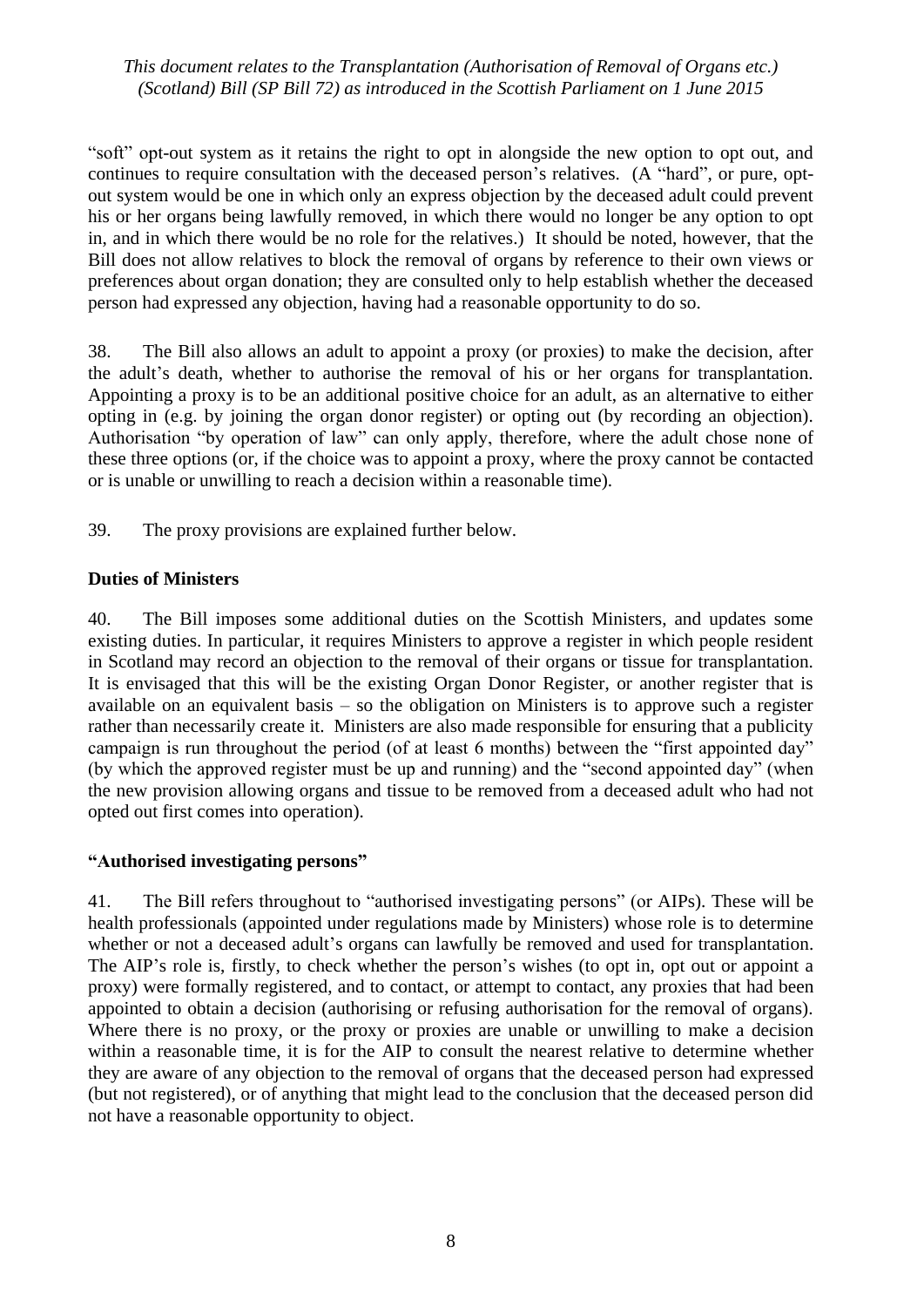"soft" opt-out system as it retains the right to opt in alongside the new option to opt out, and continues to require consultation with the deceased person's relatives. (A "hard", or pure, opt-out system would be one in which only an express objection by the deceased adult could prevent his or her organs being lawfully removed, in which there would no longer be any option to opt in, and in which there would be no role for the relatives.) It should be noted, however, that the Bill does not allow relatives to block the removal of organs by reference to their own views or preferences about organ donation; they are consulted only to help establish whether the deceased person had expressed any objection, having had a reasonable opportunity to do so.

38. The Bill also allows an adult to appoint a proxy (or proxies) to make the decision, after the adult's death, whether to authorise the removal of his or her organs for transplantation. Appointing a proxy is to be an additional positive choice for an adult, as an alternative to either opting in (e.g. by joining the organ donor register) or opting out (by recording an objection). Authorisation "by operation of law" can only apply, therefore, where the adult chose none of these three options (or, if the choice was to appoint a proxy, where the proxy cannot be contacted or is unable or unwilling to reach a decision within a reasonable time).

39. The proxy provisions are explained further below.

**Duties of Ministers**

40. The Bill imposes some additional duties on the Scottish Ministers, and updates some existing duties. In particular, it requires Ministers to approve a register in which people resident in Scotland may record an objection to the removal of their organs or tissue for transplantation. It is envisaged that this will be the existing Organ Donor Register, or another register that is available on an equivalent basis – so the obligation on Ministers is to approve such a register rather than necessarily create it. Ministers are also made responsible for ensuring that a publicity campaign is run throughout the period (of at least 6 months) between the "first appointed day" (by which the approved register must be up and running) and the "second appointed day" (when the new provision allowing organs and tissue to be removed from a deceased adult who had not opted out first comes into operation).

**"Authorised investigating persons"**

41. The Bill refers throughout to "authorised investigating persons" (or AIPs). These will be health professionals (appointed under regulations made by Ministers) whose role is to determine whether or not a deceased adult's organs can lawfully be removed and used for transplantation. The AIP's role is, firstly, to check whether the person's wishes (to opt in, opt out or appoint a proxy) were formally registered, and to contact, or attempt to contact, any proxies that had been appointed to obtain a decision (authorising or refusing authorisation for the removal of organs). Where there is no proxy, or the proxy or proxies are unable or unwilling to make a decision within a reasonable time, it is for the AIP to consult the nearest relative to determine whether they are aware of any objection to the removal of organs that the deceased person had expressed (but not registered), or of anything that might lead to the conclusion that the deceased person did not have a reasonable opportunity to object.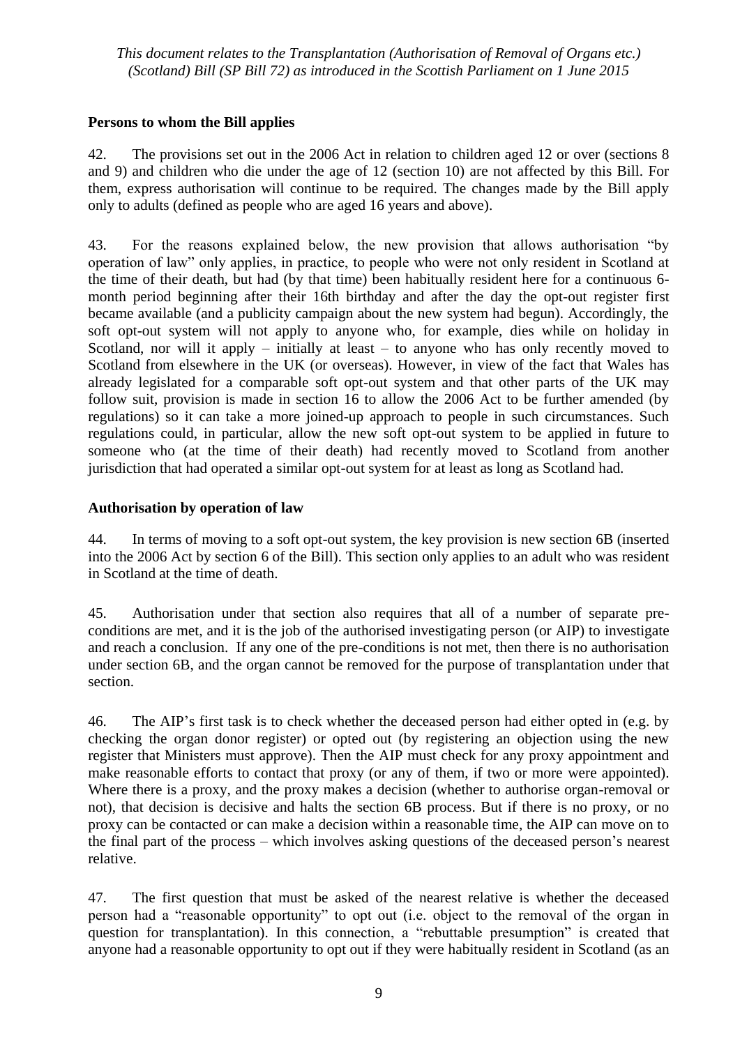## Persons to whom the Bill applies

42. The provisions set out in the 2006 Act in relation to children aged 12 or over (sections 8 and 9) and children who die under the age of 12 (section 10) are not affected by this Bill. For them, express authorisation will continue to be required. The changes made by the Bill apply only to adults (defined as people who are aged 16 years and above).

43. For the reasons explained below, the new provision that allows authorisation "by operation of law" only applies, in practice, to people who were not only resident in Scotland at the time of their death, but had (by that time) been habitually resident here for a continuous 6-month period beginning after their 16th birthday and after the day the opt-out register first became available (and a publicity campaign about the new system had begun). Accordingly, the soft opt-out system will not apply to anyone who, for example, dies while on holiday in Scotland, nor will it apply – initially at least – to anyone who has only recently moved to Scotland from elsewhere in the UK (or overseas). However, in view of the fact that Wales has already legislated for a comparable soft opt-out system and that other parts of the UK may follow suit, provision is made in section 16 to allow the 2006 Act to be further amended (by regulations) so it can take a more joined-up approach to people in such circumstances. Such regulations could, in particular, allow the new soft opt-out system to be applied in future to someone who (at the time of their death) had recently moved to Scotland from another jurisdiction that had operated a similar opt-out system for at least as long as Scotland had.

## Authorisation by operation of law

44. In terms of moving to a soft opt-out system, the key provision is new section 6B (inserted into the 2006 Act by section 6 of the Bill). This section only applies to an adult who was resident in Scotland at the time of death.

45. Authorisation under that section also requires that all of a number of separate pre-conditions are met, and it is the job of the authorised investigating person (or AIP) to investigate and reach a conclusion. If any one of the pre-conditions is not met, then there is no authorisation under section 6B, and the organ cannot be removed for the purpose of transplantation under that section.

46. The AIP's first task is to check whether the deceased person had either opted in (e.g. by checking the organ donor register) or opted out (by registering an objection using the new register that Ministers must approve). Then the AIP must check for any proxy appointment and make reasonable efforts to contact that proxy (or any of them, if two or more were appointed). Where there is a proxy, and the proxy makes a decision (whether to authorise organ-removal or not), that decision is decisive and halts the section 6B process. But if there is no proxy, or no proxy can be contacted or can make a decision within a reasonable time, the AIP can move on to the final part of the process – which involves asking questions of the deceased person's nearest relative.

47. The first question that must be asked of the nearest relative is whether the deceased person had a "reasonable opportunity" to opt out (i.e. object to the removal of the organ in question for transplantation). In this connection, a "rebuttable presumption" is created that anyone had a reasonable opportunity to opt out if they were habitually resident in Scotland (as an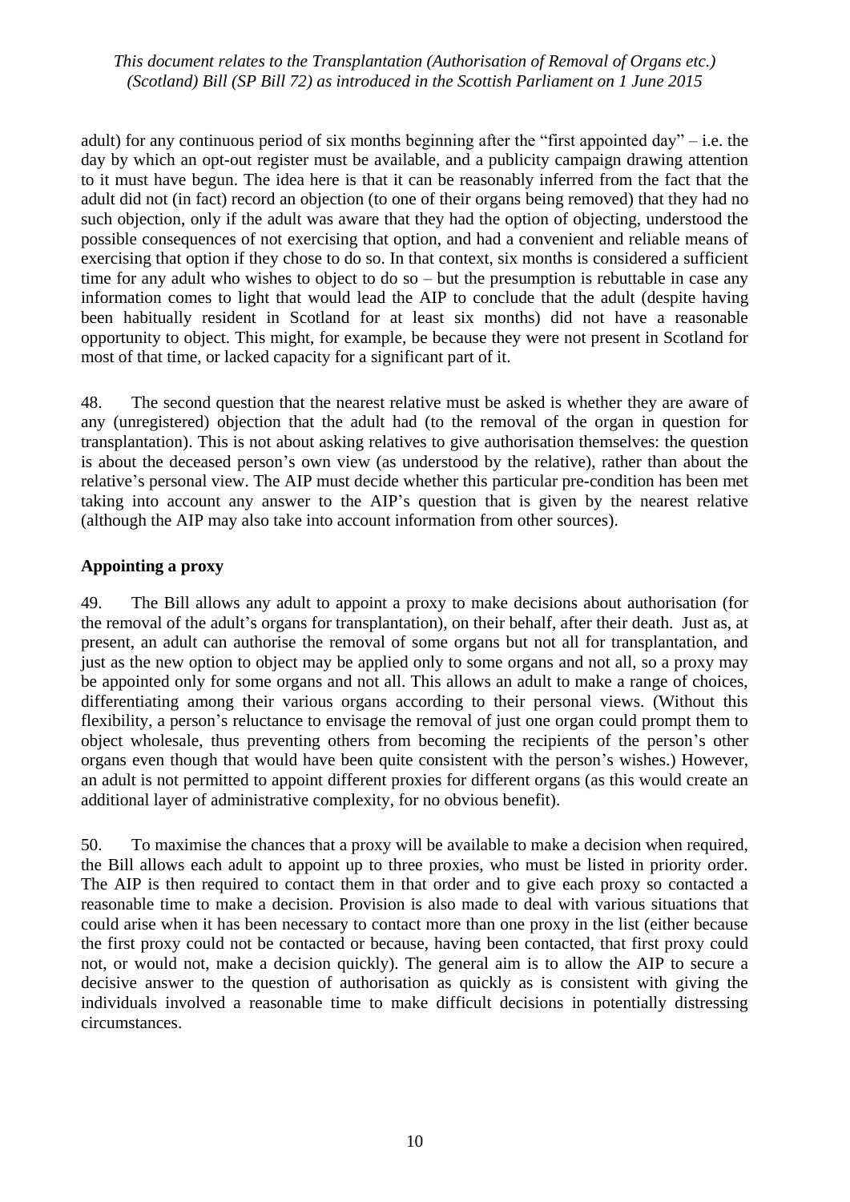adult) for any continuous period of six months beginning after the "first appointed day" – i.e. the day by which an opt-out register must be available, and a publicity campaign drawing attention to it must have begun. The idea here is that it can be reasonably inferred from the fact that the adult did not (in fact) record an objection (to one of their organs being removed) that they had no such objection, only if the adult was aware that they had the option of objecting, understood the possible consequences of not exercising that option, and had a convenient and reliable means of exercising that option if they chose to do so. In that context, six months is considered a sufficient time for any adult who wishes to object to do so – but the presumption is rebuttable in case any information comes to light that would lead the AIP to conclude that the adult (despite having been habitually resident in Scotland for at least six months) did not have a reasonable opportunity to object. This might, for example, be because they were not present in Scotland for most of that time, or lacked capacity for a significant part of it.

48. The second question that the nearest relative must be asked is whether they are aware of any (unregistered) objection that the adult had (to the removal of the organ in question for transplantation). This is not about asking relatives to give authorisation themselves: the question is about the deceased person's own view (as understood by the relative), rather than about the relative's personal view. The AIP must decide whether this particular pre-condition has been met taking into account any answer to the AIP's question that is given by the nearest relative (although the AIP may also take into account information from other sources).

**Appointing a proxy**

49. The Bill allows any adult to appoint a proxy to make decisions about authorisation (for the removal of the adult's organs for transplantation), on their behalf, after their death. Just as, at present, an adult can authorise the removal of some organs but not all for transplantation, and just as the new option to object may be applied only to some organs and not all, so a proxy may be appointed only for some organs and not all. This allows an adult to make a range of choices, differentiating among their various organs according to their personal views. (Without this flexibility, a person's reluctance to envisage the removal of just one organ could prompt them to object wholesale, thus preventing others from becoming the recipients of the person's other organs even though that would have been quite consistent with the person's wishes.) However, an adult is not permitted to appoint different proxies for different organs (as this would create an additional layer of administrative complexity, for no obvious benefit).

50. To maximise the chances that a proxy will be available to make a decision when required, the Bill allows each adult to appoint up to three proxies, who must be listed in priority order. The AIP is then required to contact them in that order and to give each proxy so contacted a reasonable time to make a decision. Provision is also made to deal with various situations that could arise when it has been necessary to contact more than one proxy in the list (either because the first proxy could not be contacted or because, having been contacted, that first proxy could not, or would not, make a decision quickly). The general aim is to allow the AIP to secure a decisive answer to the question of authorisation as quickly as is consistent with giving the individuals involved a reasonable time to make difficult decisions in potentially distressing circumstances.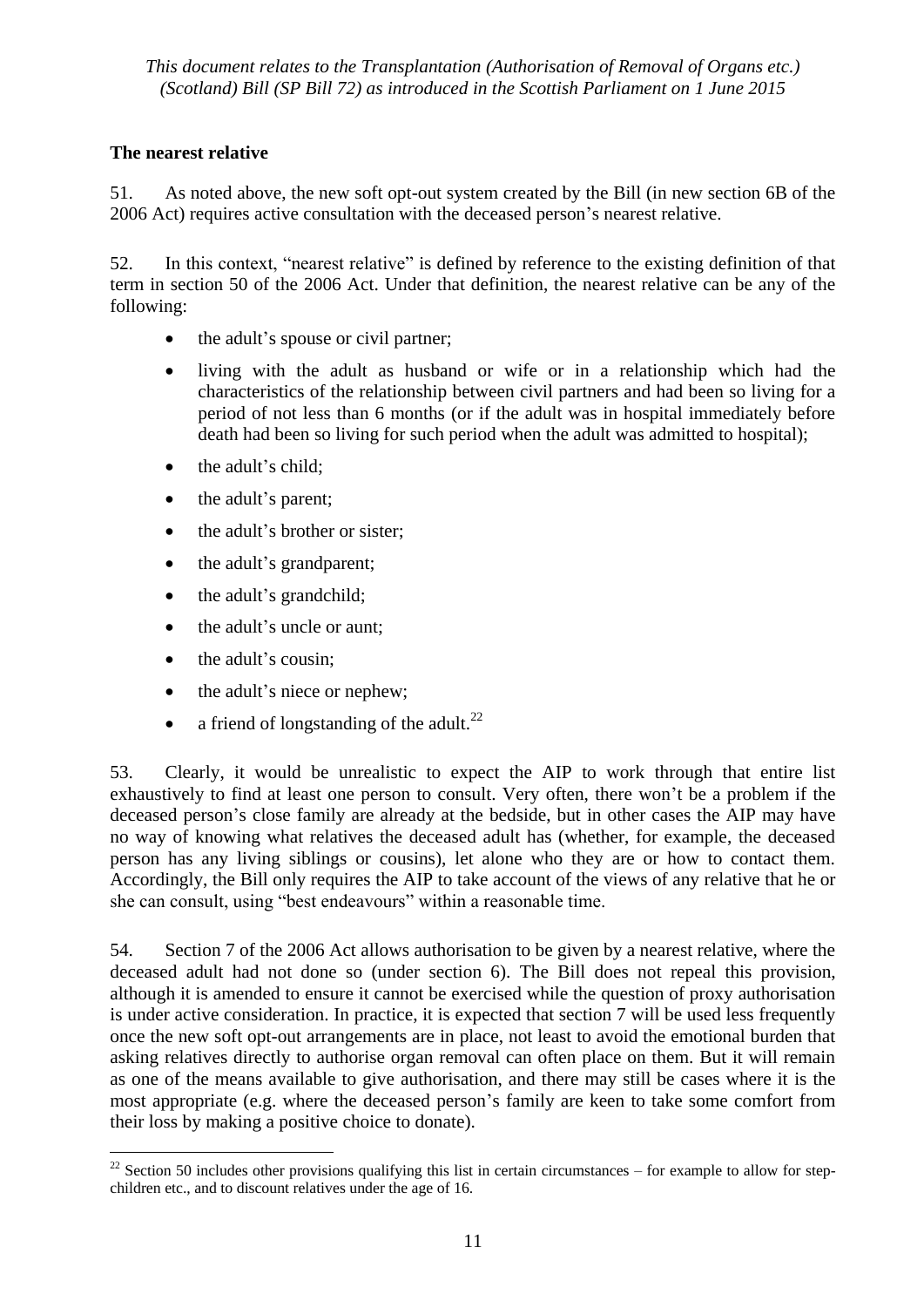## The nearest relative

51. As noted above, the new soft opt-out system created by the Bill (in new section 6B of the 2006 Act) requires active consultation with the deceased person's nearest relative.

52. In this context, "nearest relative" is defined by reference to the existing definition of that term in section 50 of the 2006 Act. Under that definition, the nearest relative can be any of the following:

- the adult's spouse or civil partner;
- living with the adult as husband or wife or in a relationship which had the characteristics of the relationship between civil partners and had been so living for a period of not less than 6 months (or if the adult was in hospital immediately before death had been so living for such period when the adult was admitted to hospital);
- the adult's child;
- the adult's parent;
- the adult's brother or sister;
- the adult's grandparent;
- the adult's grandchild;
- the adult's uncle or aunt;
- the adult's cousin;
- the adult's niece or nephew;
- a friend of longstanding of the adult.[22]

53. Clearly, it would be unrealistic to expect the AIP to work through that entire list exhaustively to find at least one person to consult. Very often, there won't be a problem if the deceased person's close family are already at the bedside, but in other cases the AIP may have no way of knowing what relatives the deceased adult has (whether, for example, the deceased person has any living siblings or cousins), let alone who they are or how to contact them. Accordingly, the Bill only requires the AIP to take account of the views of any relative that he or she can consult, using "best endeavours" within a reasonable time.

54. Section 7 of the 2006 Act allows authorisation to be given by a nearest relative, where the deceased adult had not done so (under section 6). The Bill does not repeal this provision, although it is amended to ensure it cannot be exercised while the question of proxy authorisation is under active consideration. In practice, it is expected that section 7 will be used less frequently once the new soft opt-out arrangements are in place, not least to avoid the emotional burden that asking relatives directly to authorise organ removal can often place on them. But it will remain as one of the means available to give authorisation, and there may still be cases where it is the most appropriate (e.g. where the deceased person's family are keen to take some comfort from their loss by making a positive choice to donate).

[22] Section 50 includes other provisions qualifying this list in certain circumstances – for example to allow for step-children etc., and to discount relatives under the age of 16.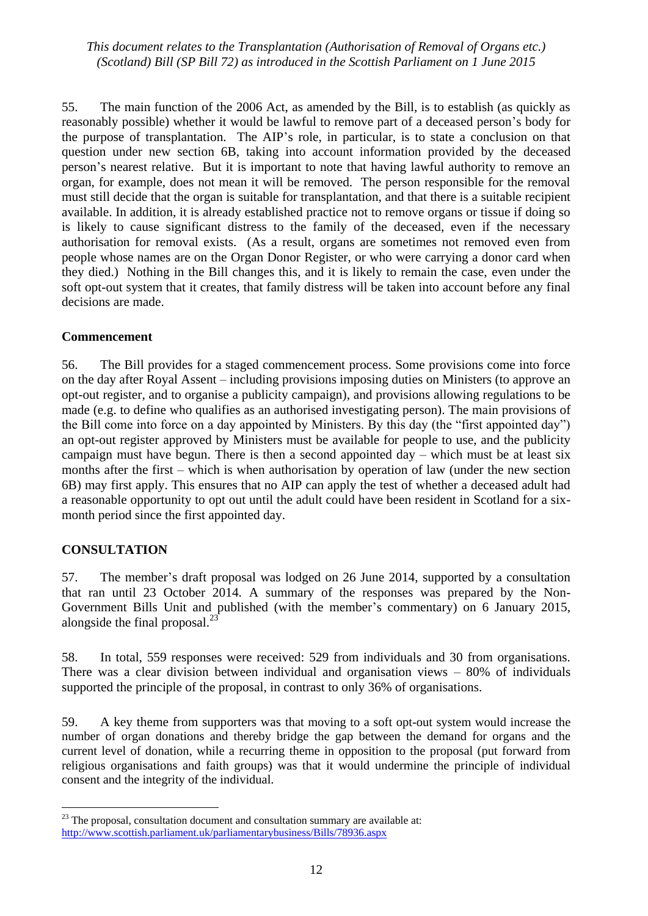55. The main function of the 2006 Act, as amended by the Bill, is to establish (as quickly as reasonably possible) whether it would be lawful to remove part of a deceased person's body for the purpose of transplantation. The AIP's role, in particular, is to state a conclusion on that question under new section 6B, taking into account information provided by the deceased person's nearest relative. But it is important to note that having lawful authority to remove an organ, for example, does not mean it will be removed. The person responsible for the removal must still decide that the organ is suitable for transplantation, and that there is a suitable recipient available. In addition, it is already established practice not to remove organs or tissue if doing so is likely to cause significant distress to the family of the deceased, even if the necessary authorisation for removal exists. (As a result, organs are sometimes not removed even from people whose names are on the Organ Donor Register, or who were carrying a donor card when they died.) Nothing in the Bill changes this, and it is likely to remain the case, even under the soft opt-out system that it creates, that family distress will be taken into account before any final decisions are made.

### Commencement

56. The Bill provides for a staged commencement process. Some provisions come into force on the day after Royal Assent – including provisions imposing duties on Ministers (to approve an opt-out register, and to organise a publicity campaign), and provisions allowing regulations to be made (e.g. to define who qualifies as an authorised investigating person). The main provisions of the Bill come into force on a day appointed by Ministers. By this day (the "first appointed day") an opt-out register approved by Ministers must be available for people to use, and the publicity campaign must have begun. There is then a second appointed day – which must be at least six months after the first – which is when authorisation by operation of law (under the new section 6B) may first apply. This ensures that no AIP can apply the test of whether a deceased adult had a reasonable opportunity to opt out until the adult could have been resident in Scotland for a six-month period since the first appointed day.

## CONSULTATION

57. The member's draft proposal was lodged on 26 June 2014, supported by a consultation that ran until 23 October 2014. A summary of the responses was prepared by the Non-Government Bills Unit and published (with the member's commentary) on 6 January 2015, alongside the final proposal.[23]

58. In total, 559 responses were received: 529 from individuals and 30 from organisations. There was a clear division between individual and organisation views – 80% of individuals supported the principle of the proposal, in contrast to only 36% of organisations.

59. A key theme from supporters was that moving to a soft opt-out system would increase the number of organ donations and thereby bridge the gap between the demand for organs and the current level of donation, while a recurring theme in opposition to the proposal (put forward from religious organisations and faith groups) was that it would undermine the principle of individual consent and the integrity of the individual.

[23] The proposal, consultation document and consultation summary are available at: http://www.scottish.parliament.uk/parliamentarybusiness/Bills/78936.aspx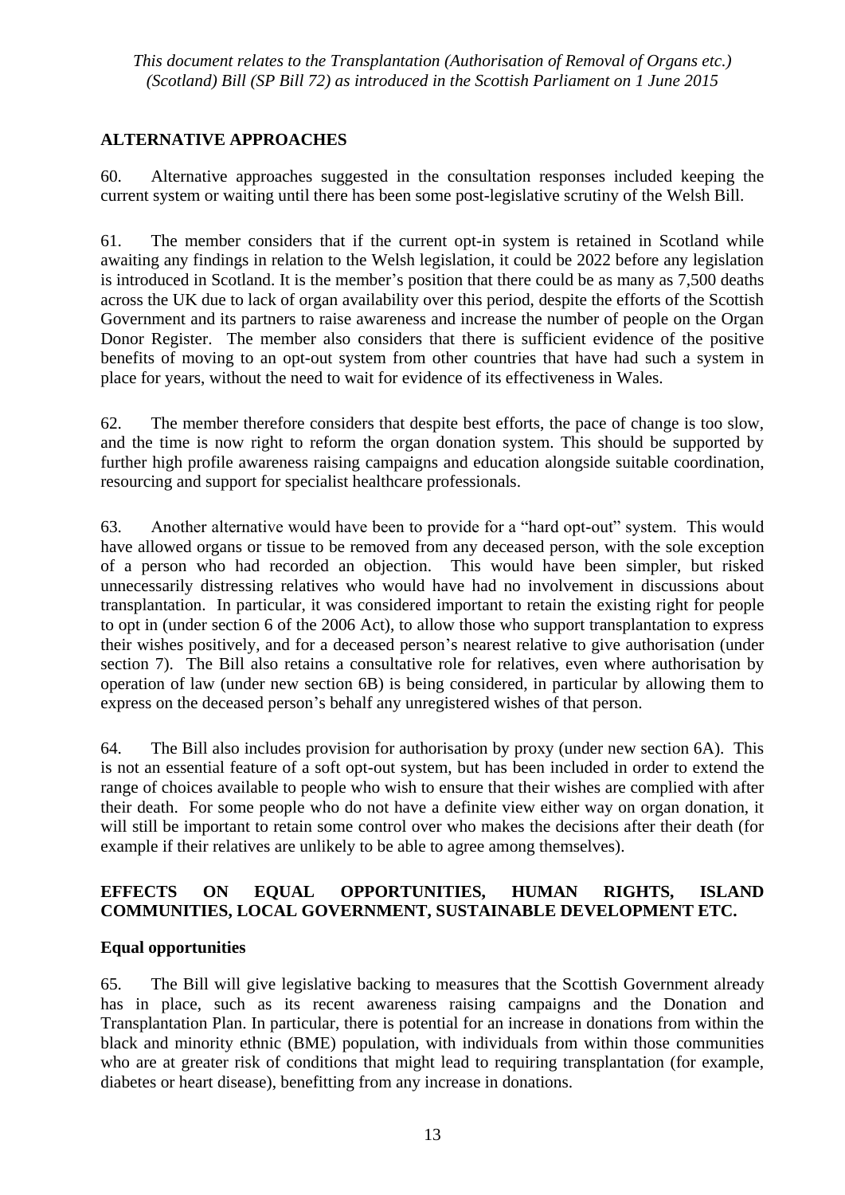## ALTERNATIVE APPROACHES

60. Alternative approaches suggested in the consultation responses included keeping the current system or waiting until there has been some post-legislative scrutiny of the Welsh Bill.

61. The member considers that if the current opt-in system is retained in Scotland while awaiting any findings in relation to the Welsh legislation, it could be 2022 before any legislation is introduced in Scotland. It is the member's position that there could be as many as 7,500 deaths across the UK due to lack of organ availability over this period, despite the efforts of the Scottish Government and its partners to raise awareness and increase the number of people on the Organ Donor Register. The member also considers that there is sufficient evidence of the positive benefits of moving to an opt-out system from other countries that have had such a system in place for years, without the need to wait for evidence of its effectiveness in Wales.

62. The member therefore considers that despite best efforts, the pace of change is too slow, and the time is now right to reform the organ donation system. This should be supported by further high profile awareness raising campaigns and education alongside suitable coordination, resourcing and support for specialist healthcare professionals.

63. Another alternative would have been to provide for a "hard opt-out" system. This would have allowed organs or tissue to be removed from any deceased person, with the sole exception of a person who had recorded an objection. This would have been simpler, but risked unnecessarily distressing relatives who would have had no involvement in discussions about transplantation. In particular, it was considered important to retain the existing right for people to opt in (under section 6 of the 2006 Act), to allow those who support transplantation to express their wishes positively, and for a deceased person's nearest relative to give authorisation (under section 7). The Bill also retains a consultative role for relatives, even where authorisation by operation of law (under new section 6B) is being considered, in particular by allowing them to express on the deceased person's behalf any unregistered wishes of that person.

64. The Bill also includes provision for authorisation by proxy (under new section 6A). This is not an essential feature of a soft opt-out system, but has been included in order to extend the range of choices available to people who wish to ensure that their wishes are complied with after their death. For some people who do not have a definite view either way on organ donation, it will still be important to retain some control over who makes the decisions after their death (for example if their relatives are unlikely to be able to agree among themselves).

## EFFECTS ON EQUAL OPPORTUNITIES, HUMAN RIGHTS, ISLAND COMMUNITIES, LOCAL GOVERNMENT, SUSTAINABLE DEVELOPMENT ETC.

### Equal opportunities

65. The Bill will give legislative backing to measures that the Scottish Government already has in place, such as its recent awareness raising campaigns and the Donation and Transplantation Plan. In particular, there is potential for an increase in donations from within the black and minority ethnic (BME) population, with individuals from within those communities who are at greater risk of conditions that might lead to requiring transplantation (for example, diabetes or heart disease), benefitting from any increase in donations.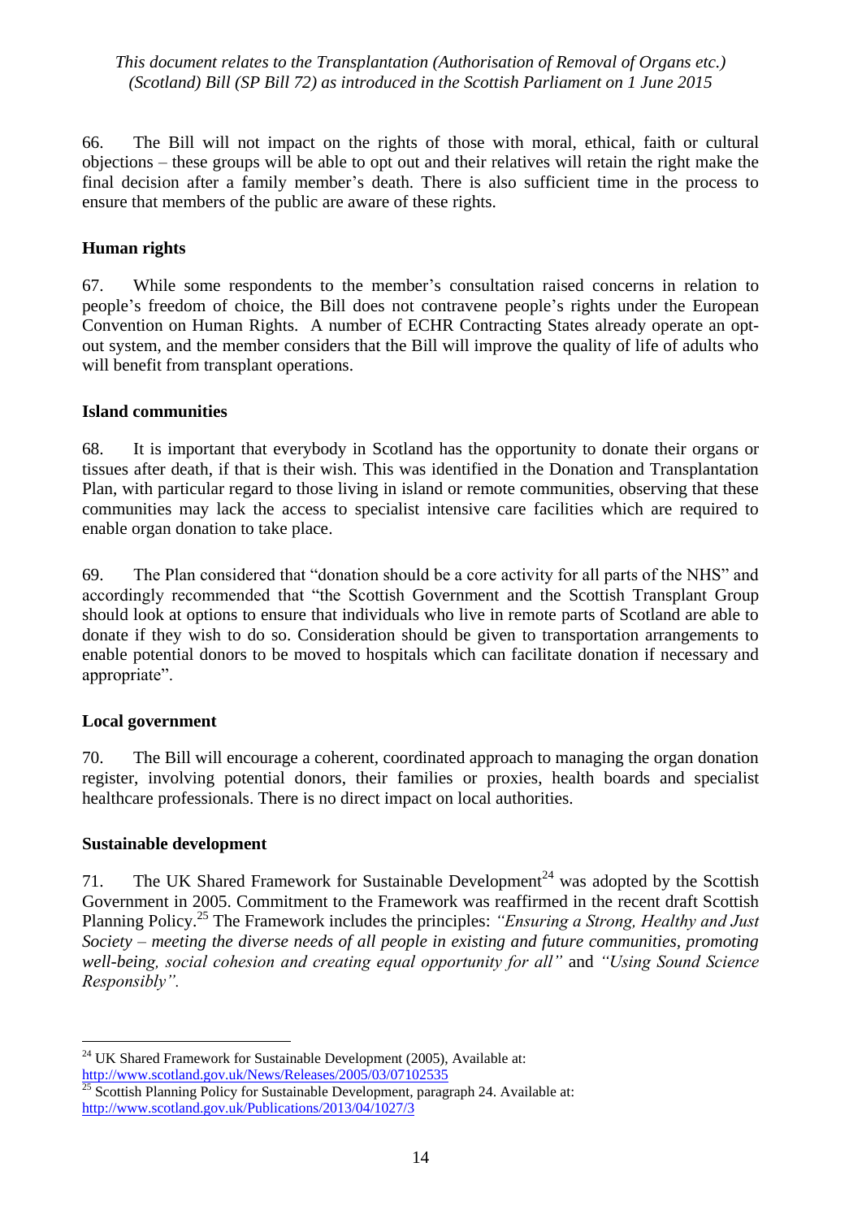66. The Bill will not impact on the rights of those with moral, ethical, faith or cultural objections – these groups will be able to opt out and their relatives will retain the right make the final decision after a family member's death. There is also sufficient time in the process to ensure that members of the public are aware of these rights.

**Human rights**

67. While some respondents to the member's consultation raised concerns in relation to people's freedom of choice, the Bill does not contravene people's rights under the European Convention on Human Rights. A number of ECHR Contracting States already operate an opt-out system, and the member considers that the Bill will improve the quality of life of adults who will benefit from transplant operations.

**Island communities**

68. It is important that everybody in Scotland has the opportunity to donate their organs or tissues after death, if that is their wish. This was identified in the Donation and Transplantation Plan, with particular regard to those living in island or remote communities, observing that these communities may lack the access to specialist intensive care facilities which are required to enable organ donation to take place.

69. The Plan considered that "donation should be a core activity for all parts of the NHS" and accordingly recommended that "the Scottish Government and the Scottish Transplant Group should look at options to ensure that individuals who live in remote parts of Scotland are able to donate if they wish to do so. Consideration should be given to transportation arrangements to enable potential donors to be moved to hospitals which can facilitate donation if necessary and appropriate".

**Local government**

70. The Bill will encourage a coherent, coordinated approach to managing the organ donation register, involving potential donors, their families or proxies, health boards and specialist healthcare professionals. There is no direct impact on local authorities.

**Sustainable development**

71. The UK Shared Framework for Sustainable Development[24] was adopted by the Scottish Government in 2005. Commitment to the Framework was reaffirmed in the recent draft Scottish Planning Policy.[25] The Framework includes the principles: *"Ensuring a Strong, Healthy and Just Society – meeting the diverse needs of all people in existing and future communities, promoting well-being, social cohesion and creating equal opportunity for all"* and *"Using Sound Science Responsibly".*

---

[24] UK Shared Framework for Sustainable Development (2005), Available at: http://www.scotland.gov.uk/News/Releases/2005/03/07102535

[25] Scottish Planning Policy for Sustainable Development, paragraph 24. Available at: http://www.scotland.gov.uk/Publications/2013/04/1027/3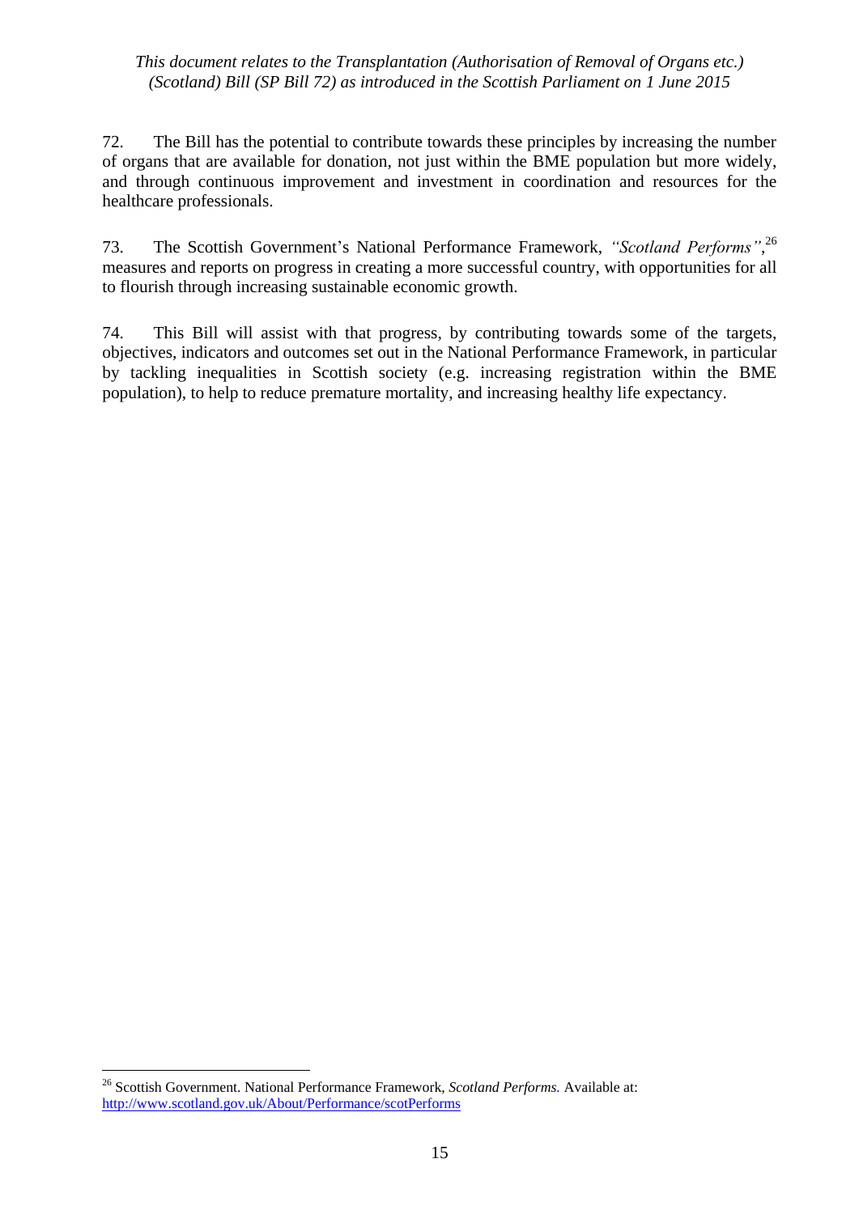72. The Bill has the potential to contribute towards these principles by increasing the number of organs that are available for donation, not just within the BME population but more widely, and through continuous improvement and investment in coordination and resources for the healthcare professionals.

73. The Scottish Government's National Performance Framework, *"Scotland Performs"*,[26] measures and reports on progress in creating a more successful country, with opportunities for all to flourish through increasing sustainable economic growth.

74. This Bill will assist with that progress, by contributing towards some of the targets, objectives, indicators and outcomes set out in the National Performance Framework, in particular by tackling inequalities in Scottish society (e.g. increasing registration within the BME population), to help to reduce premature mortality, and increasing healthy life expectancy.

---

[26] Scottish Government. National Performance Framework, *Scotland Performs.* Available at: http://www.scotland.gov.uk/About/Performance/scotPerforms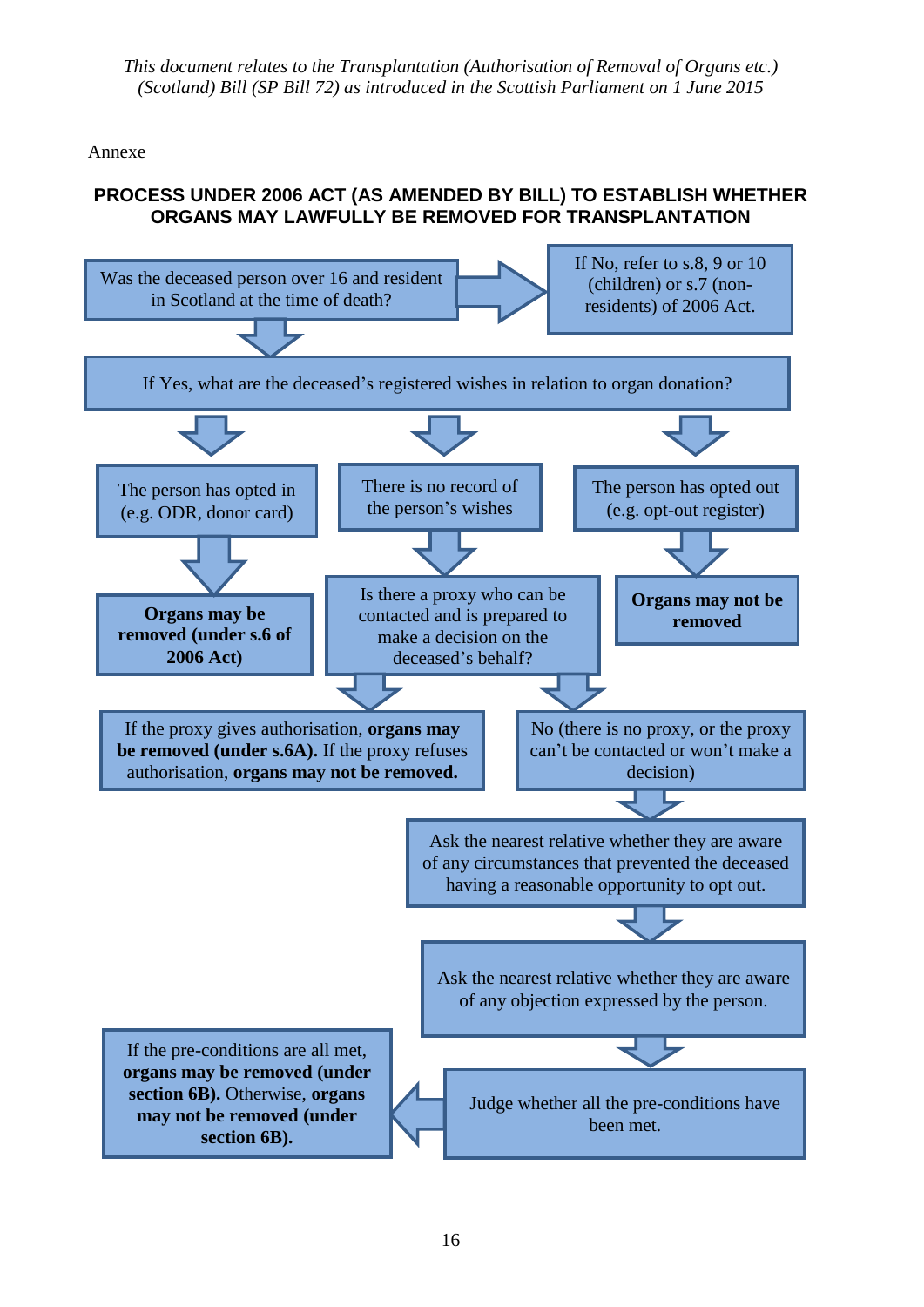*This document relates to the Transplantation (Authorisation of Removal of Organs etc.) (Scotland) Bill (SP Bill 72) as introduced in the Scottish Parliament on 1 June 2015*

Annexe

**PROCESS UNDER 2006 ACT (AS AMENDED BY BILL) TO ESTABLISH WHETHER ORGANS MAY LAWFULLY BE REMOVED FOR TRANSPLANTATION**

Was the deceased person over 16 and resident in Scotland at the time of death?

→ If No, refer to s.8, 9 or 10 (children) or s.7 (non-residents) of 2006 Act.

↓

If Yes, what are the deceased's registered wishes in relation to organ donation?

- The person has opted in (e.g. ODR, donor card)
  - ↓ **Organs may be removed (under s.6 of 2006 Act)**
- There is no record of the person's wishes
  - ↓ Is there a proxy who can be contacted and is prepared to make a decision on the deceased's behalf?
    - ↓ If the proxy gives authorisation, **organs may be removed (under s.6A).** If the proxy refuses authorisation, **organs may not be removed.**
    - ↓ No (there is no proxy, or the proxy can't be contacted or won't make a decision)
      - ↓ Ask the nearest relative whether they are aware of any circumstances that prevented the deceased having a reasonable opportunity to opt out.
      - ↓ Ask the nearest relative whether they are aware of any objection expressed by the person.
      - ↓ Judge whether all the pre-conditions have been met.
      - ← If the pre-conditions are all met, **organs may be removed (under section 6B).** Otherwise, **organs may not be removed (under section 6B).**
- The person has opted out (e.g. opt-out register)
  - ↓ **Organs may not be removed**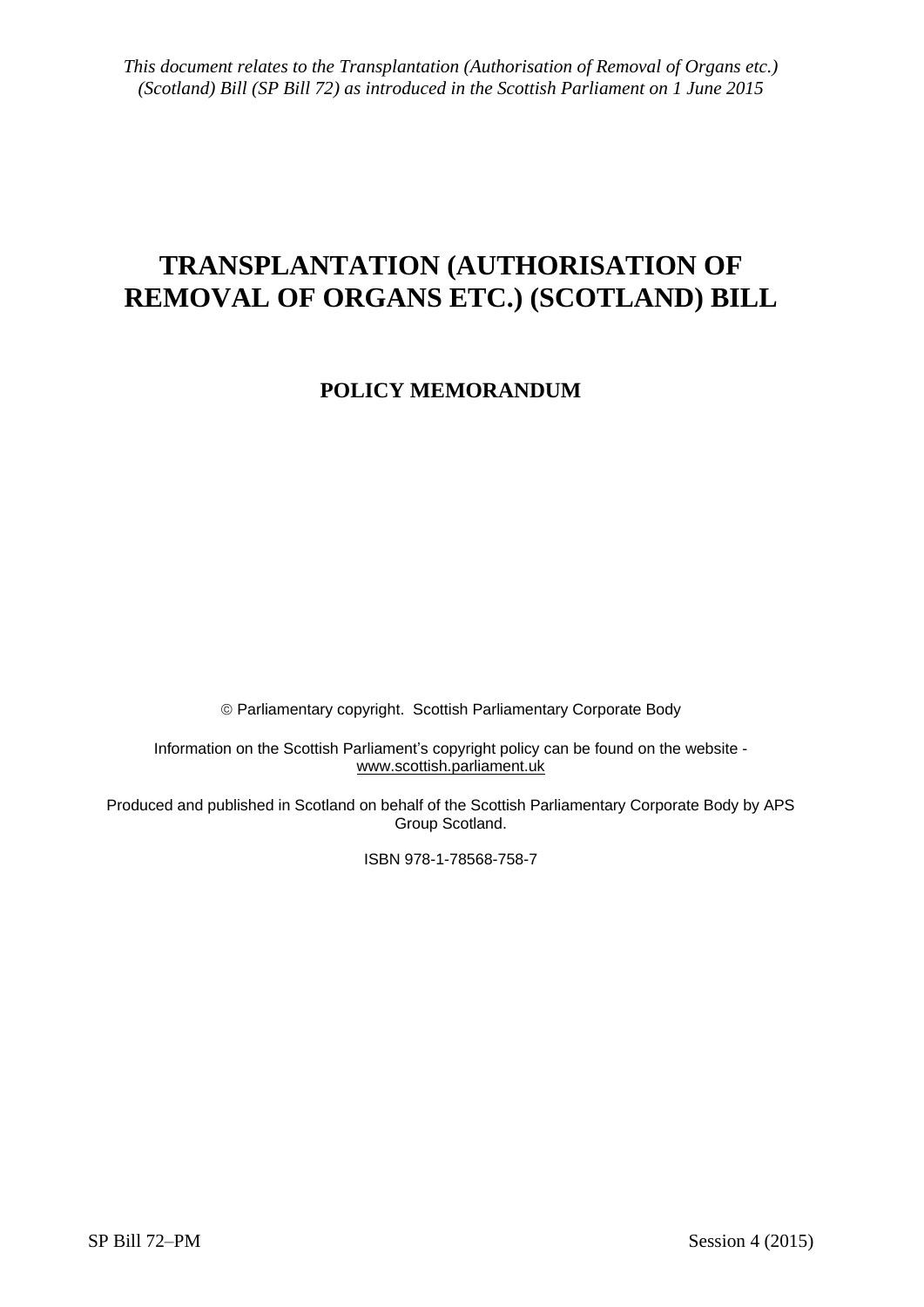*This document relates to the Transplantation (Authorisation of Removal of Organs etc.) (Scotland) Bill (SP Bill 72) as introduced in the Scottish Parliament on 1 June 2015*

# TRANSPLANTATION (AUTHORISATION OF REMOVAL OF ORGANS ETC.) (SCOTLAND) BILL

## POLICY MEMORANDUM

© Parliamentary copyright. Scottish Parliamentary Corporate Body

Information on the Scottish Parliament's copyright policy can be found on the website - www.scottish.parliament.uk

Produced and published in Scotland on behalf of the Scottish Parliamentary Corporate Body by APS Group Scotland.

ISBN 978-1-78568-758-7

SP Bill 72–PM

Session 4 (2015)